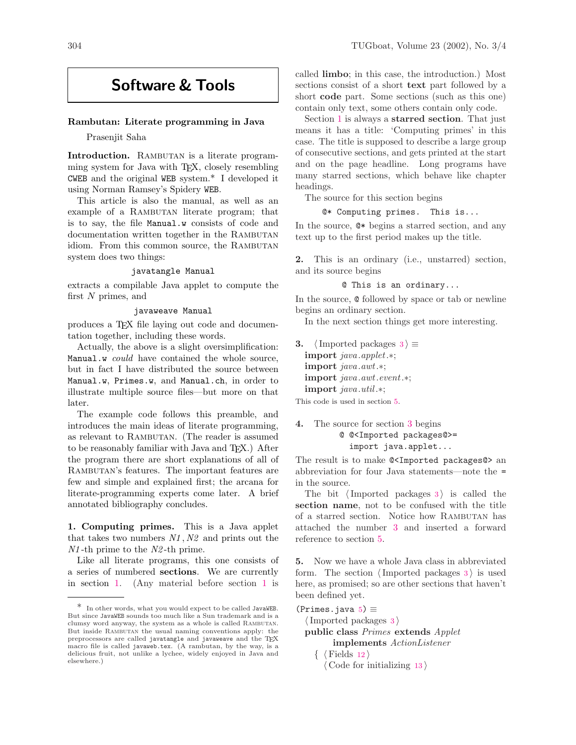# Software & Tools

## Rambutan: Literate programming in Java

Prasenjit Saha

**Introduction.** RAMBUTAN is a literate programming system for Java with TEX, closely resembling CWEB and the original WEB system.* I developed it using Norman Ramsey's Spidery WEB.

This article is also the manual, as well as an example of a RAMBUTAN literate program; that is to say, the file `Manual.w` consists of code and documentation written together in the RAMBUTAN idiom. From this common source, the RAMBUTAN system does two things:

```
javatangle Manual
```

extracts a compilable Java applet to compute the first $N$ primes, and

```
javaweave Manual
```

produces a TEX file laying out code and documentation together, including these words.

Actually, the above is a slight oversimplification: `Manual.w` *could* have contained the whole source, but in fact I have distributed the source between `Manual.w`, `Primes.w`, and `Manual.ch`, in order to illustrate multiple source files—but more on that later.

The example code follows this preamble, and introduces the main ideas of literate programming, as relevant to RAMBUTAN. (The reader is assumed to be reasonably familiar with Java and TEX.) After the program there are short explanations of all of RAMBUTAN's features. The important features are few and simple and explained first; the arcana for literate-programming experts come later. A brief annotated bibliography concludes.

**1. Computing primes.** This is a Java applet that takes two numbers $N1$, $N2$ and prints out the $N1$-th prime to the $N2$-th prime.

Like all literate programs, this one consists of a series of numbered **sections**. We are currently in section 1. (Any material before section 1 is called **limbo**; in this case, the introduction.) Most sections consist of a short **text** part followed by a short **code** part. Some sections (such as this one) contain only text, some others contain only code.

Section 1 is always a **starred section**. That just means it has a title: 'Computing primes' in this case. The title is supposed to describe a large group of consecutive sections, and gets printed at the start and on the page headline. Long programs have many starred sections, which behave like chapter headings.

The source for this section begins

```
@* Computing primes.  This is...
```

In the source, `@*` begins a starred section, and any text up to the first period makes up the title.

**2.** This is an ordinary (i.e., unstarred) section, and its source begins

```
@ This is an ordinary...
```

In the source, `@` followed by space or tab or newline begins an ordinary section.

In the next section things get more interesting.

**3.** ⟨Imported packages 3⟩ ≡

**import** *java.applet.*∗;
**import** *java.awt.*∗;
**import** *java.awt.event.*∗;
**import** *java.util.*∗;

This code is used in section 5.

**4.** The source for section 3 begins

```
@ @<Imported packages@>=
  import java.applet...
```

The result is to make `@<Imported packages@>` an abbreviation for four Java statements—note the `=` in the source.

The bit ⟨Imported packages 3⟩ is called the **section name**, not to be confused with the title of a starred section. Notice how RAMBUTAN has attached the number 3 and inserted a forward reference to section 5.

**5.** Now we have a whole Java class in abbreviated form. The section ⟨Imported packages 3⟩ is used here, as promised; so are other sections that haven't been defined yet.

(`Primes.java` 5) ≡
⟨Imported packages 3⟩
**public class** *Primes* **extends** *Applet*
  **implements** *ActionListener*
 { ⟨Fields 12⟩
  ⟨Code for initializing 13⟩

---

\* In other words, what you would expect to be called JavaWEB. But since JavaWEB sounds too much like a Sun trademark and is a clumsy word anyway, the system as a whole is called RAMBUTAN. But inside RAMBUTAN the usual naming conventions apply: the preprocessors are called `javatangle` and `javaweave` and the TEX macro file is called `javaweb.tex`. (A rambutan, by the way, is a delicious fruit, not unlike a lychee, widely enjoyed in Java and elsewhere.)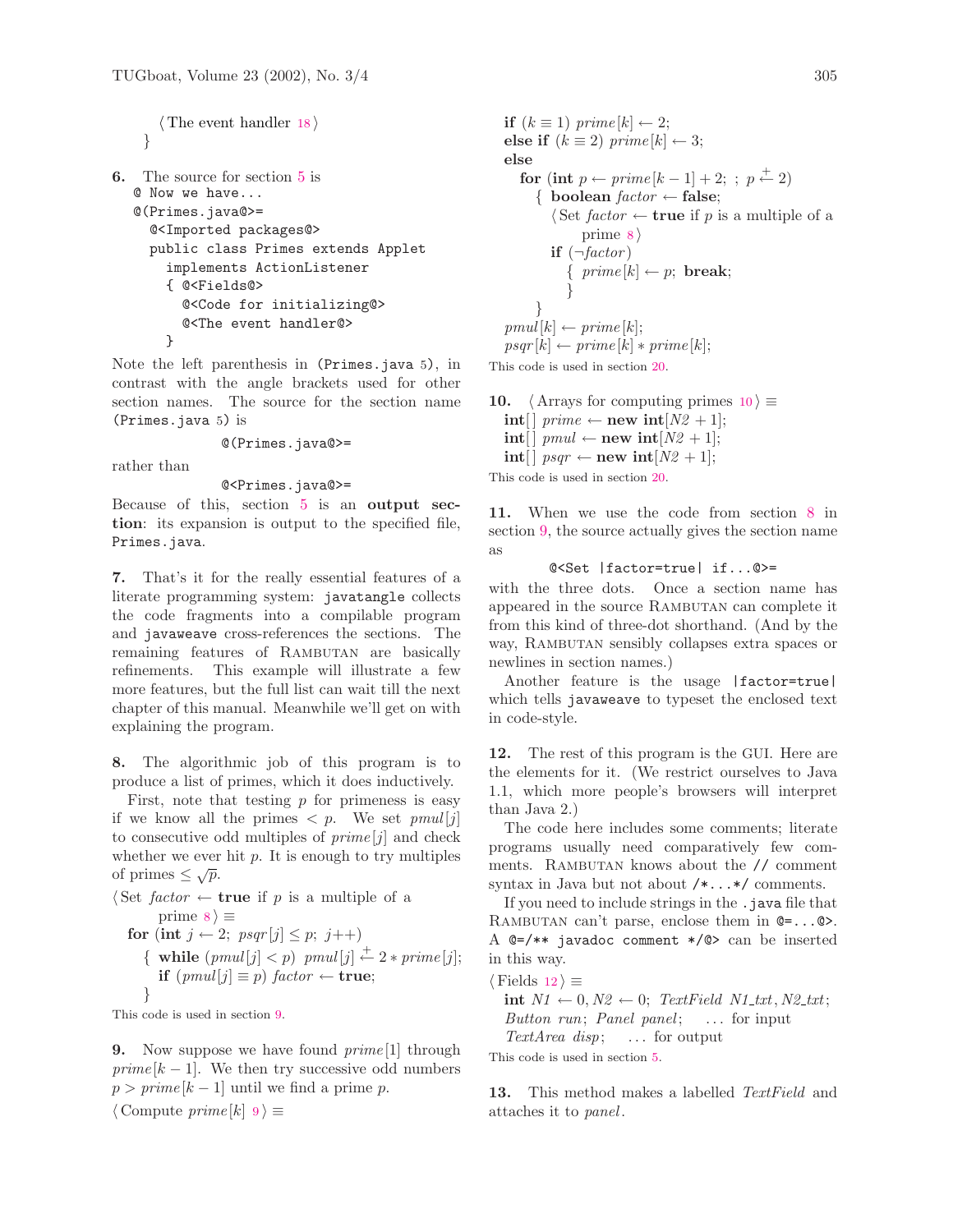⟨The event handler 18⟩
}

**6.** The source for section 5 is

```
@ Now we have...
@(Primes.java@>=
  @<Imported packages@>
  public class Primes extends Applet
    implements ActionListener
    { @<Fields@>
      @<Code for initializing@>
      @<The event handler@>
    }
```

Note the left parenthesis in (Primes.java 5), in contrast with the angle brackets used for other section names. The source for the section name (Primes.java 5) is

```
@(Primes.java@>=
```

rather than

```
@<Primes.java@>=
```

Because of this, section 5 is an **output section**: its expansion is output to the specified file, `Primes.java`.

**7.** That's it for the really essential features of a literate programming system: `javatangle` collects the code fragments into a compilable program and `javaweave` cross-references the sections. The remaining features of RAMBUTAN are basically refinements. This example will illustrate a few more features, but the full list can wait till the next chapter of this manual. Meanwhile we'll get on with explaining the program.

**8.** The algorithmic job of this program is to produce a list of primes, which it does inductively.

First, note that testing $p$ for primeness is easy if we know all the primes $< p$. We set $pmul[j]$ to consecutive odd multiples of $prime[j]$ and check whether we ever hit $p$. It is enough to try multiples of primes $\le \sqrt{p}$.

⟨Set *factor* ← **true** if $p$ is a multiple of a prime 8⟩ ≡
  **for** (**int** $j \leftarrow 2$; $psqr[j] \le p$; $j$++)
    { **while** ($pmul[j] < p$) $pmul[j] \stackrel{+}{\leftarrow} 2 * prime[j]$;
      **if** ($pmul[j] \equiv p$) *factor* ← **true**;
    }

This code is used in section 9.

**9.** Now suppose we have found $prime[1]$ through $prime[k-1]$. We then try successive odd numbers $p > prime[k-1]$ until we find a prime $p$.

⟨Compute $prime[k]$ 9⟩ ≡
  **if** ($k \equiv 1$) $prime[k] \leftarrow 2$;
  **else if** ($k \equiv 2$) $prime[k] \leftarrow 3$;
  **else**
    **for** (**int** $p \leftarrow prime[k-1] + 2$; ; $p \stackrel{+}{\leftarrow} 2$)
      { **boolean** *factor* ← **false**;
        ⟨Set *factor* ← **true** if $p$ is a multiple of a prime 8⟩
        **if** (¬*factor*)
          { $prime[k] \leftarrow p$; **break**;
          }
      }
  $pmul[k] \leftarrow prime[k]$;
  $psqr[k] \leftarrow prime[k] * prime[k]$;

This code is used in section 20.

**10.** ⟨Arrays for computing primes 10⟩ ≡
  **int**[ ] *prime* ← **new int**[$N2 + 1$];
  **int**[ ] *pmul* ← **new int**[$N2 + 1$];
  **int**[ ] *psqr* ← **new int**[$N2 + 1$];

This code is used in section 20.

**11.** When we use the code from section 8 in section 9, the source actually gives the section name as

```
@<Set |factor=true| if...@>=
```

with the three dots. Once a section name has appeared in the source RAMBUTAN can complete it from this kind of three-dot shorthand. (And by the way, RAMBUTAN sensibly collapses extra spaces or newlines in section names.)

Another feature is the usage `|factor=true|` which tells `javaweave` to typeset the enclosed text in code-style.

**12.** The rest of this program is the GUI. Here are the elements for it. (We restrict ourselves to Java 1.1, which more people's browsers will interpret than Java 2.)

The code here includes some comments; literate programs usually need comparatively few comments. RAMBUTAN knows about the `//` comment syntax in Java but not about `/*...*/` comments.

If you need to include strings in the `.java` file that RAMBUTAN can't parse, enclose them in `@=...@>`. A `@=/** javadoc comment */@>` can be inserted in this way.

⟨Fields 12⟩ ≡
  **int** *N1* ← 0, *N2* ← 0; *TextField N1_txt*, *N2_txt*;
  *Button run*; *Panel panel*;   ... for input
  *TextArea disp*;   ... for output

This code is used in section 5.

**13.** This method makes a labelled *TextField* and attaches it to *panel*.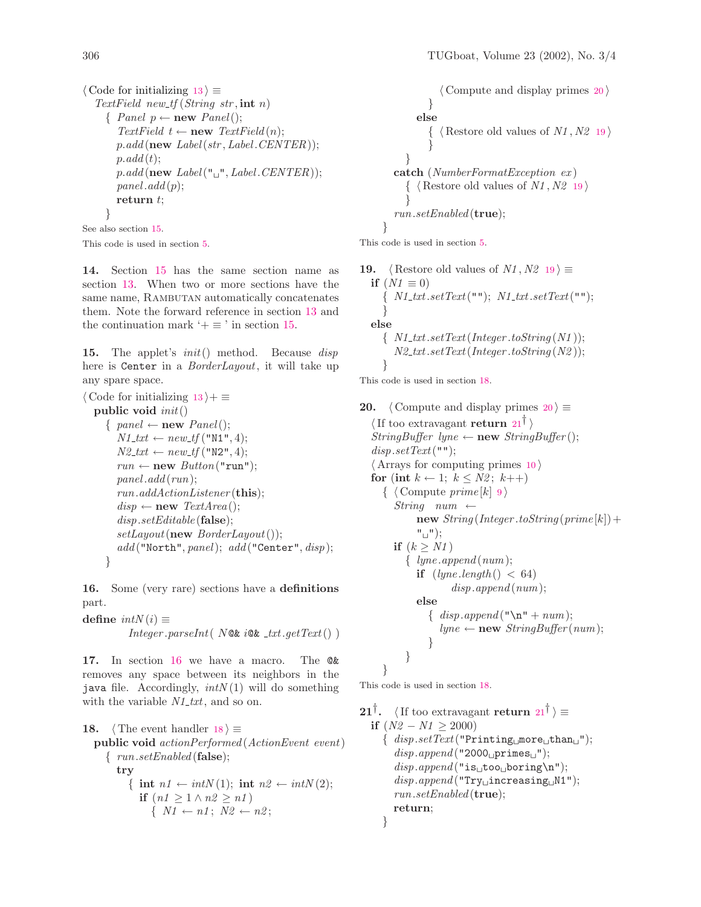⟨ Code for initializing 13 ⟩ ≡

```
TextField new_tf (String str, int n)
  { Panel p ← new Panel();
    TextField t ← new TextField(n);
    p.add(new Label(str, Label.CENTER));
    p.add(t);
    p.add(new Label("␣", Label.CENTER));
    panel.add(p);
    return t;
  }
```

See also section 15.

This code is used in section 5.

**14.** Section 15 has the same section name as section 13. When two or more sections have the same name, RAMBUTAN automatically concatenates them. Note the forward reference in section 13 and the continuation mark '+ ≡ ' in section 15.

**15.** The applet's *init*() method. Because *disp* here is `Center` in a *BorderLayout*, it will take up any spare space.

⟨ Code for initializing 13 ⟩+ ≡

```
public void init()
  { panel ← new Panel();
    N1_txt ← new_tf("N1", 4);
    N2_txt ← new_tf("N2", 4);
    run ← new Button("run");
    panel.add(run);
    run.addActionListener(this);
    disp ← new TextArea();
    disp.setEditable(false);
    setLayout(new BorderLayout());
    add("North", panel); add("Center", disp);
  }
```

**16.** Some (very rare) sections have a **definitions** part.

```
define intN(i) ≡
    Integer.parseInt( N@& i@& _txt.getText() )
```

**17.** In section 16 we have a macro. The `@&` removes any space between its neighbors in the `java` file. Accordingly, *intN*(1) will do something with the variable *N1_txt*, and so on.

**18.** ⟨ The event handler 18 ⟩ ≡

```
public void actionPerformed(ActionEvent event)
  { run.setEnabled(false);
    try
      { int n1 ← intN(1); int n2 ← intN(2);
        if (n1 ≥ 1 ∧ n2 ≥ n1)
          { N1 ← n1; N2 ← n2;
            ⟨ Compute and display primes 20 ⟩
          }
        else
          { ⟨ Restore old values of N1, N2 19 ⟩
          }
      }
    catch (NumberFormatException ex)
      { ⟨ Restore old values of N1, N2 19 ⟩
      }
    run.setEnabled(true);
  }
```

This code is used in section 5.

**19.** ⟨ Restore old values of *N1*, *N2* 19 ⟩ ≡

```
if (N1 ≡ 0)
  { N1_txt.setText(""); N1_txt.setText("");
  }
else
  { N1_txt.setText(Integer.toString(N1));
    N2_txt.setText(Integer.toString(N2));
  }
```

This code is used in section 18.

**20.** ⟨ Compute and display primes 20 ⟩ ≡

```
⟨ If too extravagant return 21† ⟩
StringBuffer lyne ← new StringBuffer();
disp.setText("");
⟨ Arrays for computing primes 10 ⟩
for (int k ← 1; k ≤ N2; k++)
  { ⟨ Compute prime[k] 9 ⟩
    String num ←
        new String(Integer.toString(prime[k]) +
        "␣");
    if (k ≥ N1)
      { lyne.append(num);
        if (lyne.length() < 64)
            disp.append(num);
        else
          { disp.append("\n" + num);
            lyne ← new StringBuffer(num);
          }
      }
  }
```

This code is used in section 18.

**21†.** ⟨ If too extravagant **return** 21† ⟩ ≡

```
if (N2 − N1 ≥ 2000)
  { disp.setText("Printing␣more␣than␣");
    disp.append("2000␣primes␣");
    disp.append("is␣too␣boring\n");
    disp.append("Try␣increasing␣N1");
    run.setEnabled(true);
    return;
  }
```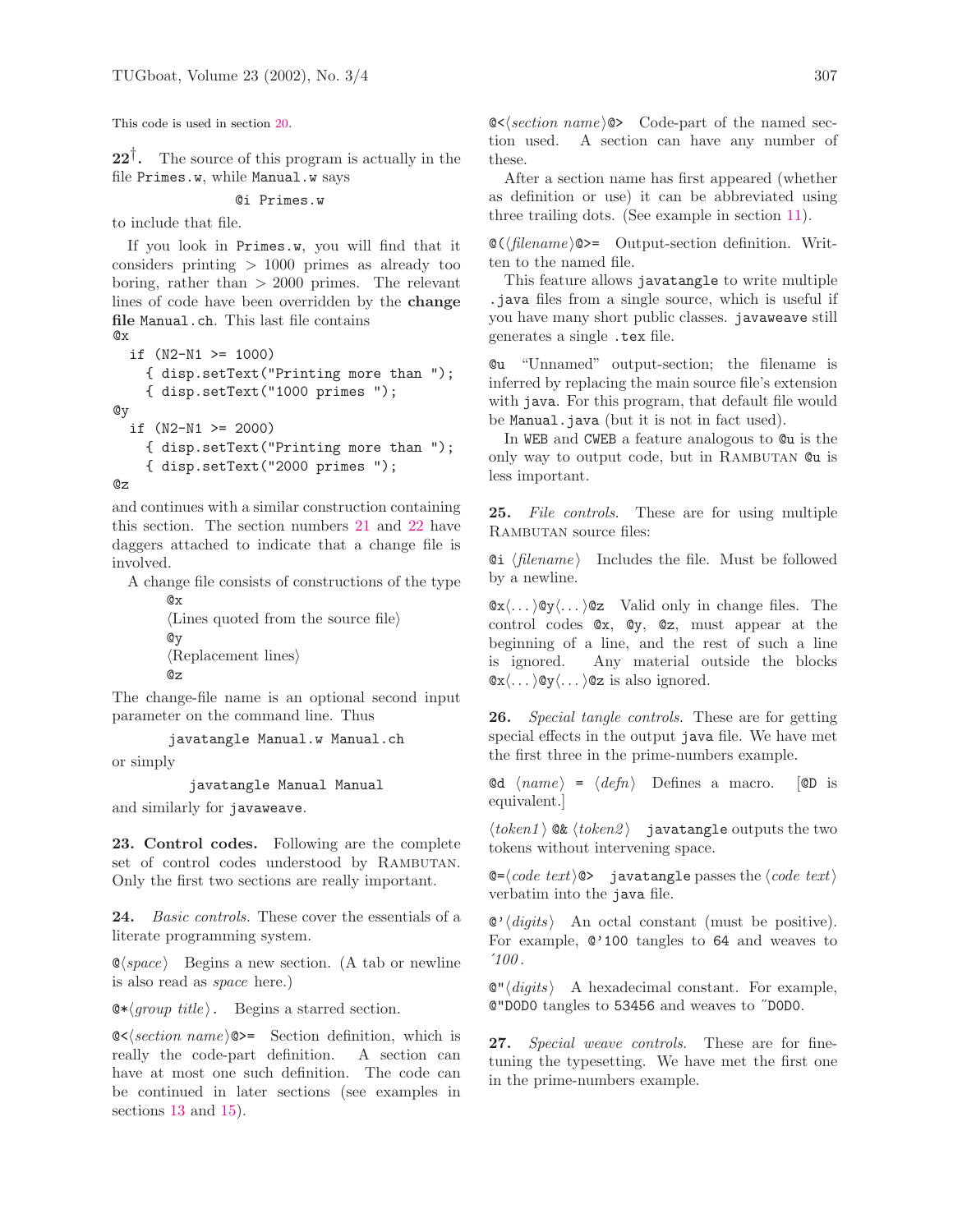This code is used in section 20.

**22†.** The source of this program is actually in the file `Primes.w`, while `Manual.w` says

```
@i Primes.w
```

to include that file.

If you look in `Primes.w`, you will find that it considers printing > 1000 primes as already too boring, rather than > 2000 primes. The relevant lines of code have been overridden by the **change file** `Manual.ch`. This last file contains

```
@x
  if (N2-N1 >= 1000)
    { disp.setText("Printing more than ");
    { disp.setText("1000 primes ");
@y
  if (N2-N1 >= 2000)
    { disp.setText("Printing more than ");
    { disp.setText("2000 primes ");
@z
```

and continues with a similar construction containing this section. The section numbers 21 and 22 have daggers attached to indicate that a change file is involved.

A change file consists of constructions of the type

```
@x
⟨Lines quoted from the source file⟩
@y
⟨Replacement lines⟩
@z
```

The change-file name is an optional second input parameter on the command line. Thus

```
javatangle Manual.w Manual.ch
```

or simply

```
javatangle Manual Manual
```

and similarly for `javaweave`.

**23. Control codes.** Following are the complete set of control codes understood by Rambutan. Only the first two sections are really important.

**24.** *Basic controls.* These cover the essentials of a literate programming system.

`@`⟨*space*⟩ Begins a new section. (A tab or newline is also read as *space* here.)

`@*`⟨*group title*⟩`.` Begins a starred section.

`@<`⟨*section name*⟩`@>=` Section definition, which is really the code-part definition. A section can have at most one such definition. The code can be continued in later sections (see examples in sections 13 and 15).

`@<`⟨*section name*⟩`@>` Code-part of the named section used. A section can have any number of these.

After a section name has first appeared (whether as definition or use) it can be abbreviated using three trailing dots. (See example in section 11).

`@(`⟨*filename*⟩`@>=` Output-section definition. Written to the named file.

This feature allows `javatangle` to write multiple `.java` files from a single source, which is useful if you have many short public classes. `javaweave` still generates a single `.tex` file.

`@u` "Unnamed" output-section; the filename is inferred by replacing the main source file's extension with `java`. For this program, that default file would be `Manual.java` (but it is not in fact used).

In `WEB` and `CWEB` a feature analogous to `@u` is the only way to output code, but in Rambutan `@u` is less important.

**25.** *File controls.* These are for using multiple Rambutan source files:

`@i` ⟨*filename*⟩ Includes the file. Must be followed by a newline.

`@x`⟨...⟩`@y`⟨...⟩`@z` Valid only in change files. The control codes `@x`, `@y`, `@z`, must appear at the beginning of a line, and the rest of such a line is ignored. Any material outside the blocks `@x`⟨...⟩`@y`⟨...⟩`@z` is also ignored.

**26.** *Special tangle controls.* These are for getting special effects in the output `java` file. We have met the first three in the prime-numbers example.

`@d` ⟨*name*⟩ `=` ⟨*defn*⟩ Defines a macro. [`@D` is equivalent.]

⟨*token1*⟩ `@&` ⟨*token2*⟩ `javatangle` outputs the two tokens without intervening space.

`@=`⟨*code text*⟩`@>` `javatangle` passes the ⟨*code text*⟩ verbatim into the `java` file.

`@'`⟨*digits*⟩ An octal constant (must be positive). For example, `@'100` tangles to `64` and weaves to *´100*.

`@"`⟨*digits*⟩ A hexadecimal constant. For example, `@"D0D0` tangles to `53456` and weaves to ˝D0D0.

**27.** *Special weave controls.* These are for fine-tuning the typesetting. We have met the first one in the prime-numbers example.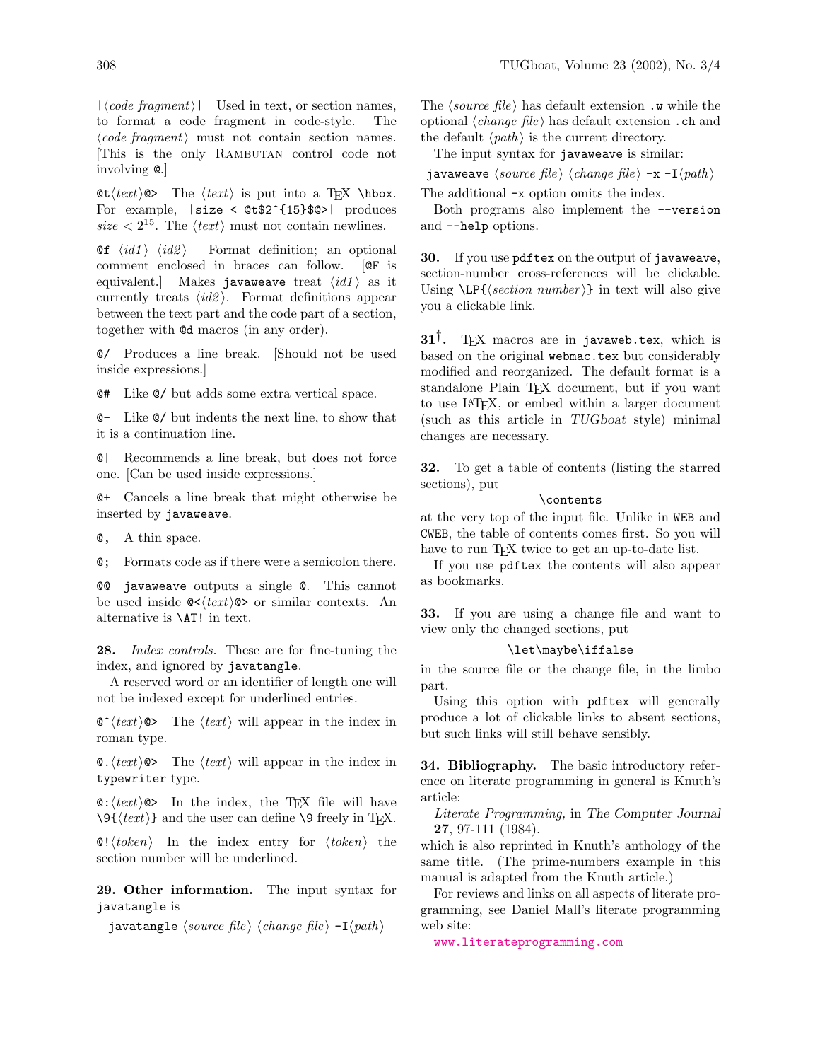|⟨*code fragment*⟩| Used in text, or section names, to format a code fragment in code-style. The ⟨*code fragment*⟩ must not contain section names. [This is the only RAMBUTAN control code not involving `@`.]

`@t`⟨*text*⟩`@>` The ⟨*text*⟩ is put into a TEX `\hbox`. For example, `|size < @t$2^{15}$@>|` produces *size* $< 2^{15}$. The ⟨*text*⟩ must not contain newlines.

`@f` ⟨*id1*⟩ ⟨*id2*⟩ Format definition; an optional comment enclosed in braces can follow. [`@F` is equivalent.] Makes `javaweave` treat ⟨*id1*⟩ as it currently treats ⟨*id2*⟩. Format definitions appear between the text part and the code part of a section, together with `@d` macros (in any order).

`@/` Produces a line break. [Should not be used inside expressions.]

`@#` Like `@/` but adds some extra vertical space.

`@-` Like `@/` but indents the next line, to show that it is a continuation line.

`@|` Recommends a line break, but does not force one. [Can be used inside expressions.]

`@+` Cancels a line break that might otherwise be inserted by `javaweave`.

`@,` A thin space.

`@;` Formats code as if there were a semicolon there.

`@@` `javaweave` outputs a single `@`. This cannot be used inside `@<`⟨*text*⟩`@>` or similar contexts. An alternative is `\AT!` in text.

**28.** *Index controls.* These are for fine-tuning the index, and ignored by `javatangle`.

A reserved word or an identifier of length one will not be indexed except for underlined entries.

`@^`⟨*text*⟩`@>` The ⟨*text*⟩ will appear in the index in roman type.

`@.`⟨*text*⟩`@>` The ⟨*text*⟩ will appear in the index in `typewriter` type.

`@:`⟨*text*⟩`@>` In the index, the TEX file will have `\9{`⟨*text*⟩`}` and the user can define `\9` freely in TEX.

`@!`⟨*token*⟩ In the index entry for ⟨*token*⟩ the section number will be underlined.

**29. Other information.** The input syntax for `javatangle` is

`javatangle` ⟨*source file*⟩ ⟨*change file*⟩ `-I`⟨*path*⟩

The ⟨*source file*⟩ has default extension `.w` while the optional ⟨*change file*⟩ has default extension `.ch` and the default ⟨*path*⟩ is the current directory.

The input syntax for `javaweave` is similar:

`javaweave` ⟨*source file*⟩ ⟨*change file*⟩ `-x -I`⟨*path*⟩

The additional `-x` option omits the index.

Both programs also implement the `--version` and `--help` options.

**30.** If you use `pdftex` on the output of `javaweave`, section-number cross-references will be clickable. Using `\LP{`⟨*section number*⟩`}` in text will also give you a clickable link.

**31**†**.** TEX macros are in `javaweb.tex`, which is based on the original `webmac.tex` but considerably modified and reorganized. The default format is a standalone Plain TEX document, but if you want to use LATEX, or embed within a larger document (such as this article in *TUGboat* style) minimal changes are necessary.

**32.** To get a table of contents (listing the starred sections), put

```
\contents
```

at the very top of the input file. Unlike in `WEB` and `CWEB`, the table of contents comes first. So you will have to run TEX twice to get an up-to-date list.

If you use `pdftex` the contents will also appear as bookmarks.

**33.** If you are using a change file and want to view only the changed sections, put

```
\let\maybe\iffalse
```

in the source file or the change file, in the limbo part.

Using this option with `pdftex` will generally produce a lot of clickable links to absent sections, but such links will still behave sensibly.

**34. Bibliography.** The basic introductory reference on literate programming in general is Knuth's article:

*Literate Programming,* in *The Computer Journal* **27**, 97-111 (1984).

which is also reprinted in Knuth's anthology of the same title. (The prime-numbers example in this manual is adapted from the Knuth article.)

For reviews and links on all aspects of literate programming, see Daniel Mall's literate programming web site:

www.literateprogramming.com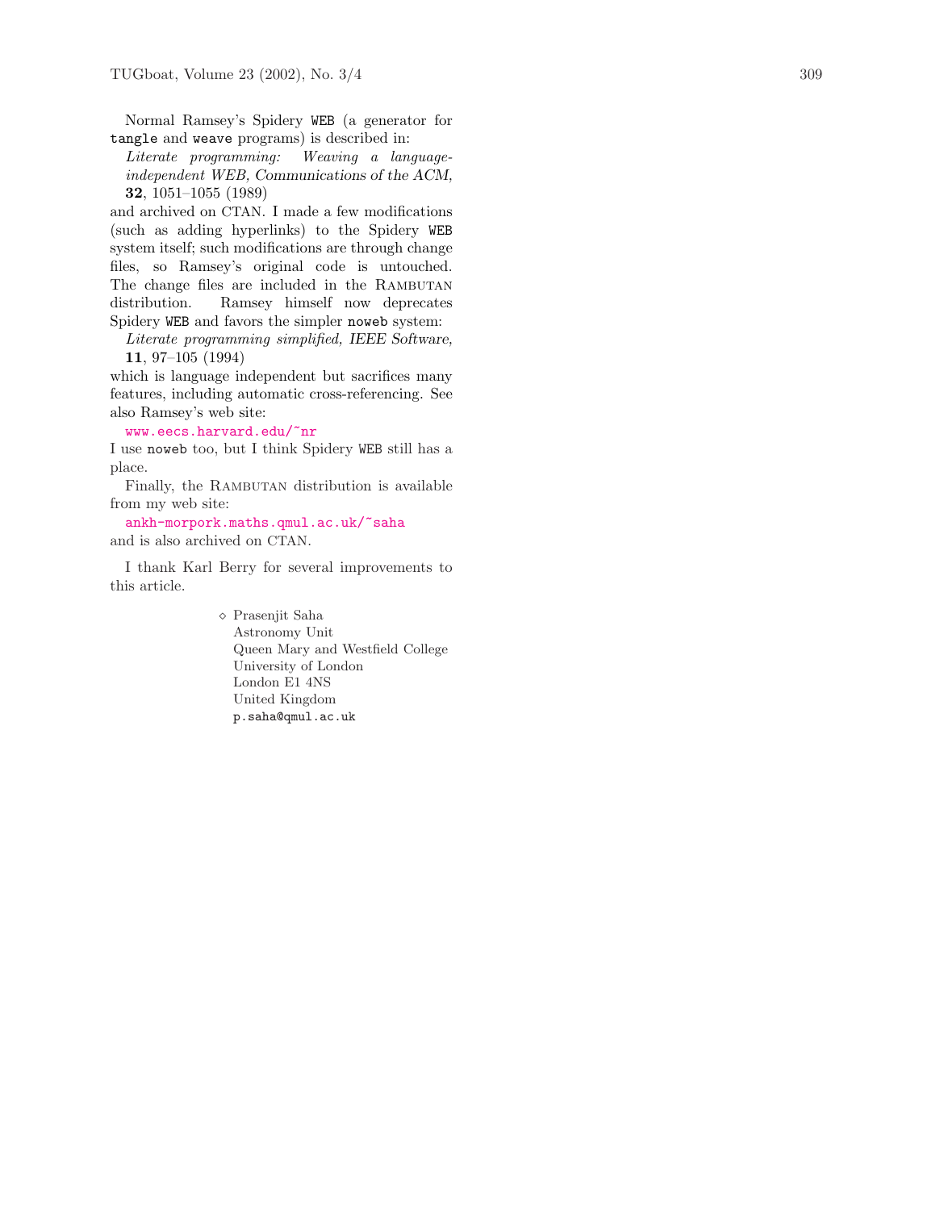Normal Ramsey's Spidery `WEB` (a generator for `tangle` and `weave` programs) is described in:

*Literate programming: Weaving a language-independent WEB, Communications of the ACM,* **32**, 1051–1055 (1989)

and archived on CTAN. I made a few modifications (such as adding hyperlinks) to the Spidery `WEB` system itself; such modifications are through change files, so Ramsey's original code is untouched. The change files are included in the RAMBUTAN distribution. Ramsey himself now deprecates Spidery `WEB` and favors the simpler `noweb` system:

*Literate programming simplified, IEEE Software,* **11**, 97–105 (1994)

which is language independent but sacrifices many features, including automatic cross-referencing. See also Ramsey's web site:

`www.eecs.harvard.edu/~nr`

I use `noweb` too, but I think Spidery `WEB` still has a place.

Finally, the RAMBUTAN distribution is available from my web site:

`ankh-morpork.maths.qmul.ac.uk/~saha`

and is also archived on CTAN.

I thank Karl Berry for several improvements to this article.

◇ Prasenjit Saha
Astronomy Unit
Queen Mary and Westfield College
University of London
London E1 4NS
United Kingdom
`p.saha@qmul.ac.uk`